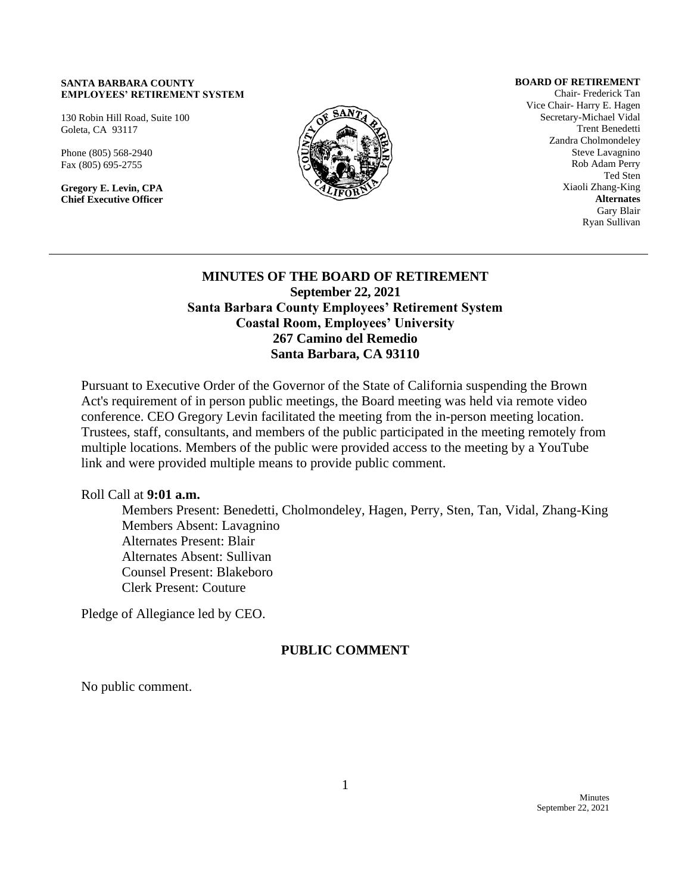**SANTA BARBARA COUNTY EMPLOYEES' RETIREMENT SYSTEM**

130 Robin Hill Road, Suite 100
Goleta, CA 93117

Phone (805) 568-2940
Fax (805) 695-2755

**Gregory E. Levin, CPA**
**Chief Executive Officer**

**BOARD OF RETIREMENT**
Chair- Frederick Tan
Vice Chair- Harry E. Hagen
Secretary-Michael Vidal
Trent Benedetti
Zandra Cholmondeley
Steve Lavagnino
Rob Adam Perry
Ted Sten
Xiaoli Zhang-King
**Alternates**
Gary Blair
Ryan Sullivan

---

# MINUTES OF THE BOARD OF RETIREMENT

**September 22, 2021**
**Santa Barbara County Employees' Retirement System**
**Coastal Room, Employees' University**
**267 Camino del Remedio**
**Santa Barbara, CA 93110**

Pursuant to Executive Order of the Governor of the State of California suspending the Brown Act's requirement of in person public meetings, the Board meeting was held via remote video conference. CEO Gregory Levin facilitated the meeting from the in-person meeting location. Trustees, staff, consultants, and members of the public participated in the meeting remotely from multiple locations. Members of the public were provided access to the meeting by a YouTube link and were provided multiple means to provide public comment.

Roll Call at **9:01 a.m.**

Members Present: Benedetti, Cholmondeley, Hagen, Perry, Sten, Tan, Vidal, Zhang-King
Members Absent: Lavagnino
Alternates Present: Blair
Alternates Absent: Sullivan
Counsel Present: Blakeboro
Clerk Present: Couture

Pledge of Allegiance led by CEO.

## PUBLIC COMMENT

No public comment.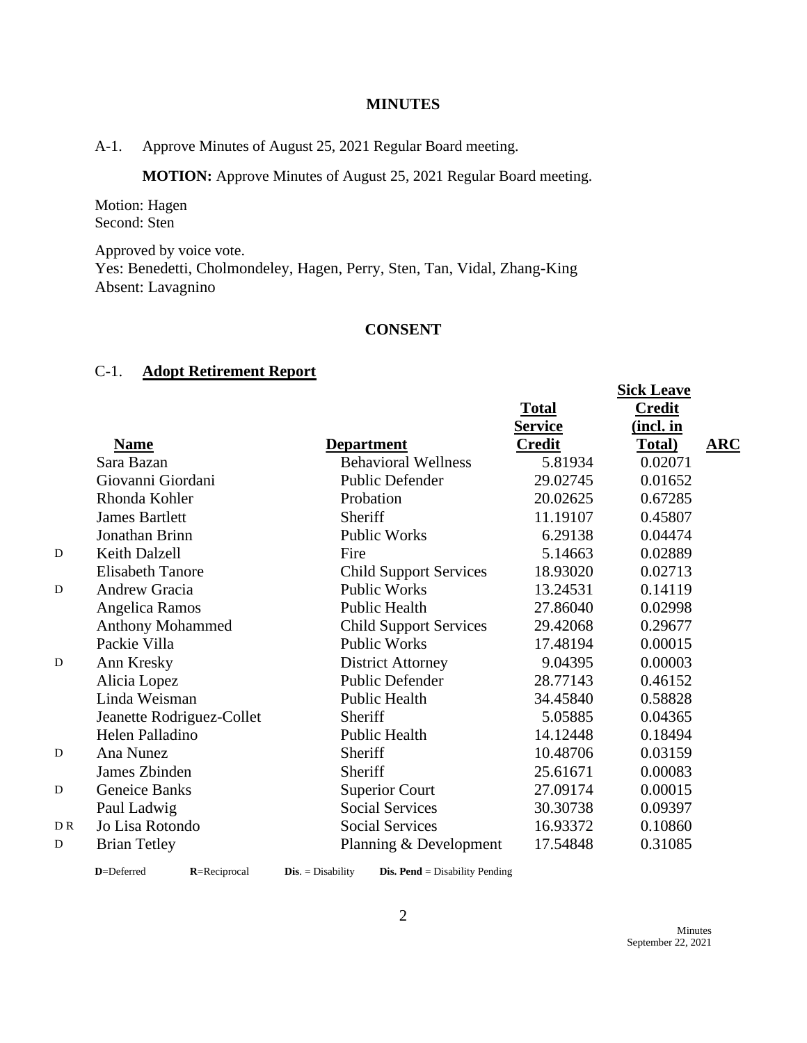## MINUTES

A-1. Approve Minutes of August 25, 2021 Regular Board meeting.

**MOTION:** Approve Minutes of August 25, 2021 Regular Board meeting.

Motion: Hagen
Second: Sten

Approved by voice vote.
Yes: Benedetti, Cholmondeley, Hagen, Perry, Sten, Tan, Vidal, Zhang-King
Absent: Lavagnino

## CONSENT

### C-1. Adopt Retirement Report

| | Name | Department | Total Service Credit | Sick Leave Credit (incl. in Total) | ARC |
|---|---|---|---|---|---|
| | Sara Bazan | Behavioral Wellness | 5.81934 | 0.02071 | |
| | Giovanni Giordani | Public Defender | 29.02745 | 0.01652 | |
| | Rhonda Kohler | Probation | 20.02625 | 0.67285 | |
| | James Bartlett | Sheriff | 11.19107 | 0.45807 | |
| | Jonathan Brinn | Public Works | 6.29138 | 0.04474 | |
| D | Keith Dalzell | Fire | 5.14663 | 0.02889 | |
| | Elisabeth Tanore | Child Support Services | 18.93020 | 0.02713 | |
| D | Andrew Gracia | Public Works | 13.24531 | 0.14119 | |
| | Angelica Ramos | Public Health | 27.86040 | 0.02998 | |
| | Anthony Mohammed | Child Support Services | 29.42068 | 0.29677 | |
| | Packie Villa | Public Works | 17.48194 | 0.00015 | |
| D | Ann Kresky | District Attorney | 9.04395 | 0.00003 | |
| | Alicia Lopez | Public Defender | 28.77143 | 0.46152 | |
| | Linda Weisman | Public Health | 34.45840 | 0.58828 | |
| | Jeanette Rodriguez-Collet | Sheriff | 5.05885 | 0.04365 | |
| | Helen Palladino | Public Health | 14.12448 | 0.18494 | |
| D | Ana Nunez | Sheriff | 10.48706 | 0.03159 | |
| | James Zbinden | Sheriff | 25.61671 | 0.00083 | |
| D | Geneice Banks | Superior Court | 27.09174 | 0.00015 | |
| | Paul Ladwig | Social Services | 30.30738 | 0.09397 | |
| D R | Jo Lisa Rotondo | Social Services | 16.93372 | 0.10860 | |
| D | Brian Tetley | Planning & Development | 17.54848 | 0.31085 | |

**D**=Deferred **R**=Reciprocal **Dis**. = Disability **Dis. Pend** = Disability Pending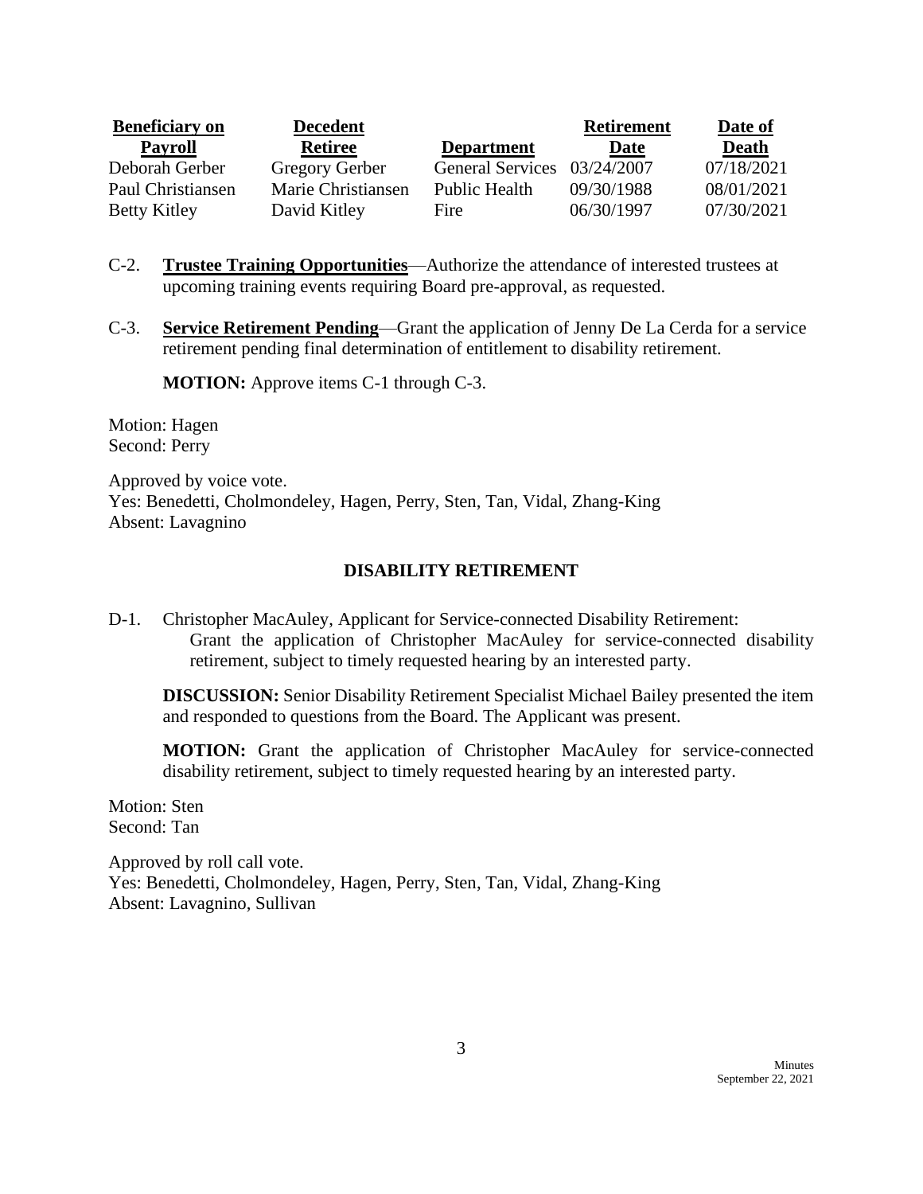| Beneficiary on Payroll | Decedent Retiree | Department | Retirement Date | Date of Death |
|---|---|---|---|---|
| Deborah Gerber | Gregory Gerber | General Services | 03/24/2007 | 07/18/2021 |
| Paul Christiansen | Marie Christiansen | Public Health | 09/30/1988 | 08/01/2021 |
| Betty Kitley | David Kitley | Fire | 06/30/1997 | 07/30/2021 |

C-2. **Trustee Training Opportunities**—Authorize the attendance of interested trustees at upcoming training events requiring Board pre-approval, as requested.

C-3. **Service Retirement Pending**—Grant the application of Jenny De La Cerda for a service retirement pending final determination of entitlement to disability retirement.

**MOTION:** Approve items C-1 through C-3.

Motion: Hagen
Second: Perry

Approved by voice vote.
Yes: Benedetti, Cholmondeley, Hagen, Perry, Sten, Tan, Vidal, Zhang-King
Absent: Lavagnino

## DISABILITY RETIREMENT

D-1. Christopher MacAuley, Applicant for Service-connected Disability Retirement:
Grant the application of Christopher MacAuley for service-connected disability retirement, subject to timely requested hearing by an interested party.

**DISCUSSION:** Senior Disability Retirement Specialist Michael Bailey presented the item and responded to questions from the Board. The Applicant was present.

**MOTION:** Grant the application of Christopher MacAuley for service-connected disability retirement, subject to timely requested hearing by an interested party.

Motion: Sten
Second: Tan

Approved by roll call vote.
Yes: Benedetti, Cholmondeley, Hagen, Perry, Sten, Tan, Vidal, Zhang-King
Absent: Lavagnino, Sullivan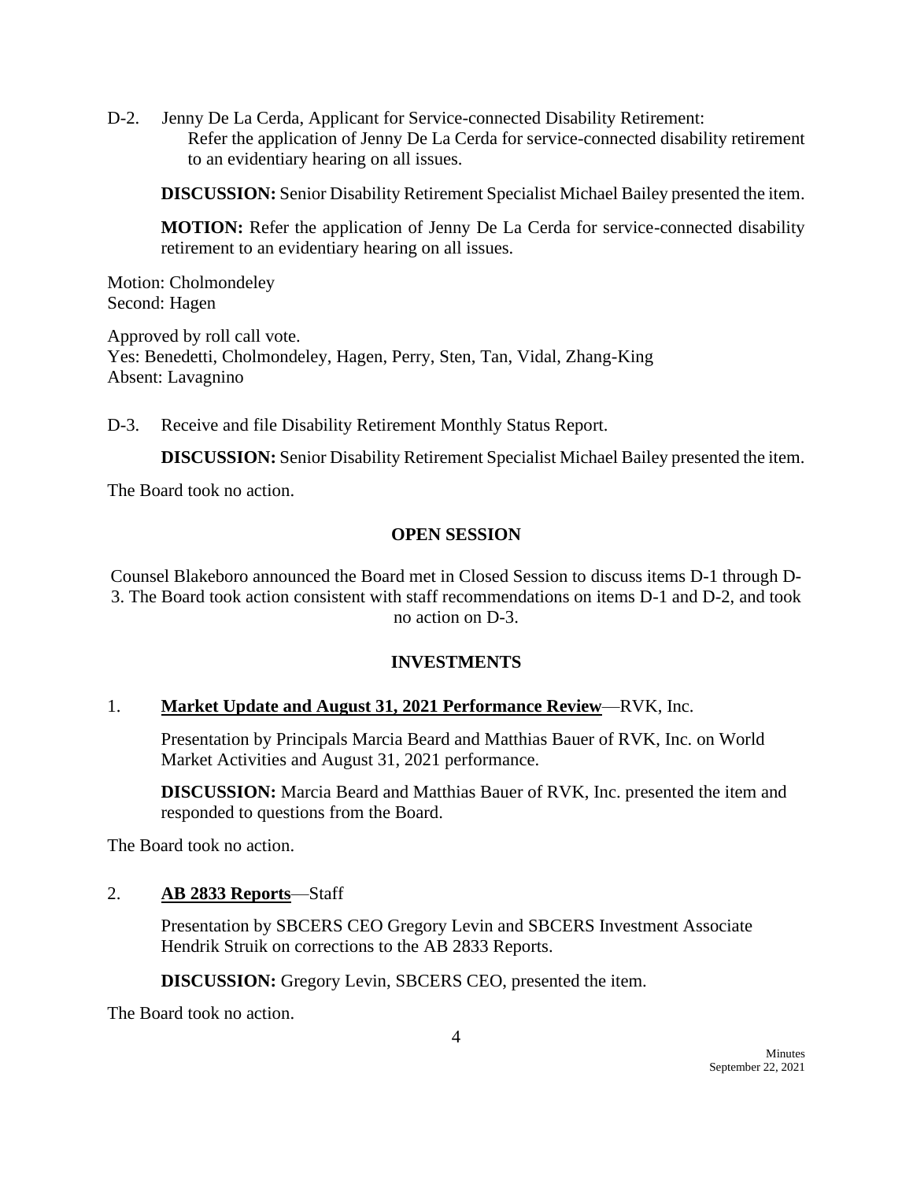D-2. Jenny De La Cerda, Applicant for Service-connected Disability Retirement:
Refer the application of Jenny De La Cerda for service-connected disability retirement to an evidentiary hearing on all issues.

**DISCUSSION:** Senior Disability Retirement Specialist Michael Bailey presented the item.

**MOTION:** Refer the application of Jenny De La Cerda for service-connected disability retirement to an evidentiary hearing on all issues.

Motion: Cholmondeley
Second: Hagen

Approved by roll call vote.
Yes: Benedetti, Cholmondeley, Hagen, Perry, Sten, Tan, Vidal, Zhang-King
Absent: Lavagnino

D-3. Receive and file Disability Retirement Monthly Status Report.

**DISCUSSION:** Senior Disability Retirement Specialist Michael Bailey presented the item.

The Board took no action.

## OPEN SESSION

Counsel Blakeboro announced the Board met in Closed Session to discuss items D-1 through D-3. The Board took action consistent with staff recommendations on items D-1 and D-2, and took no action on D-3.

## INVESTMENTS

1. **Market Update and August 31, 2021 Performance Review**—RVK, Inc.

Presentation by Principals Marcia Beard and Matthias Bauer of RVK, Inc. on World Market Activities and August 31, 2021 performance.

**DISCUSSION:** Marcia Beard and Matthias Bauer of RVK, Inc. presented the item and responded to questions from the Board.

The Board took no action.

2. **AB 2833 Reports**—Staff

Presentation by SBCERS CEO Gregory Levin and SBCERS Investment Associate Hendrik Struik on corrections to the AB 2833 Reports.

**DISCUSSION:** Gregory Levin, SBCERS CEO, presented the item.

The Board took no action.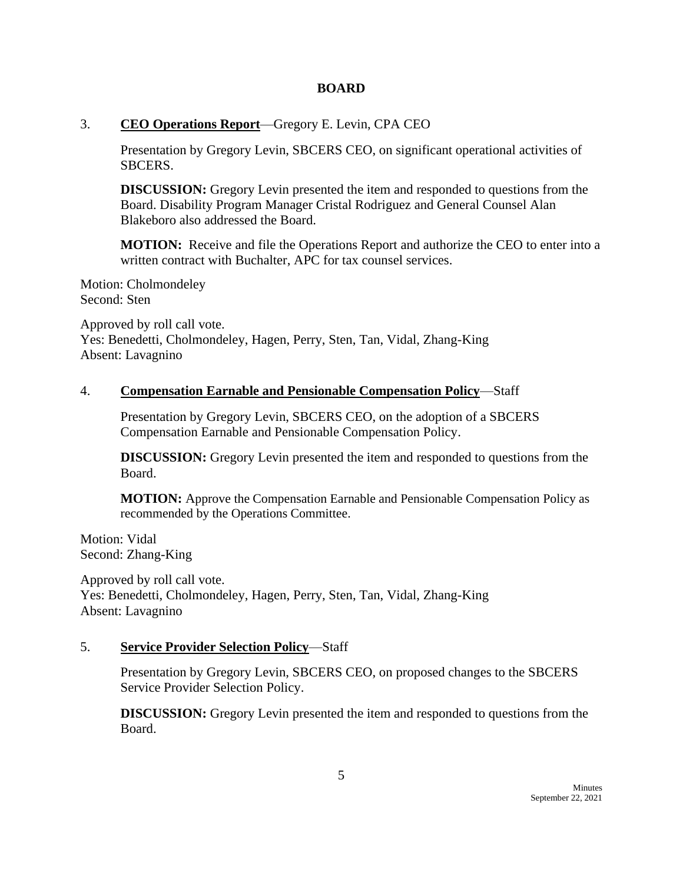## BOARD

3. **CEO Operations Report**—Gregory E. Levin, CPA CEO

   Presentation by Gregory Levin, SBCERS CEO, on significant operational activities of SBCERS.

   **DISCUSSION:** Gregory Levin presented the item and responded to questions from the Board. Disability Program Manager Cristal Rodriguez and General Counsel Alan Blakeboro also addressed the Board.

   **MOTION:** Receive and file the Operations Report and authorize the CEO to enter into a written contract with Buchalter, APC for tax counsel services.

Motion: Cholmondeley
Second: Sten

Approved by roll call vote.
Yes: Benedetti, Cholmondeley, Hagen, Perry, Sten, Tan, Vidal, Zhang-King
Absent: Lavagnino

4. **Compensation Earnable and Pensionable Compensation Policy**—Staff

   Presentation by Gregory Levin, SBCERS CEO, on the adoption of a SBCERS Compensation Earnable and Pensionable Compensation Policy.

   **DISCUSSION:** Gregory Levin presented the item and responded to questions from the Board.

   **MOTION:** Approve the Compensation Earnable and Pensionable Compensation Policy as recommended by the Operations Committee.

Motion: Vidal
Second: Zhang-King

Approved by roll call vote.
Yes: Benedetti, Cholmondeley, Hagen, Perry, Sten, Tan, Vidal, Zhang-King
Absent: Lavagnino

5. **Service Provider Selection Policy**—Staff

   Presentation by Gregory Levin, SBCERS CEO, on proposed changes to the SBCERS Service Provider Selection Policy.

   **DISCUSSION:** Gregory Levin presented the item and responded to questions from the Board.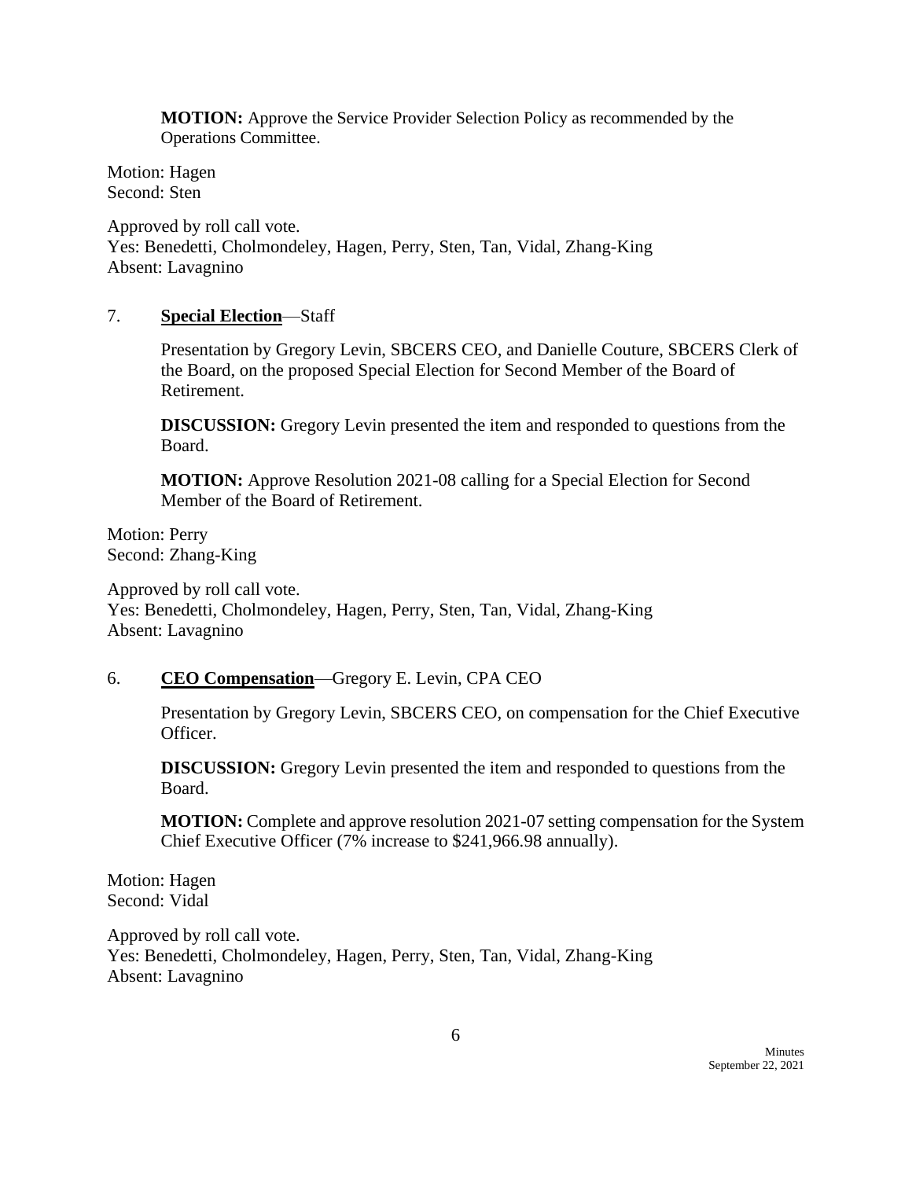**MOTION:** Approve the Service Provider Selection Policy as recommended by the Operations Committee.

Motion: Hagen
Second: Sten

Approved by roll call vote.
Yes: Benedetti, Cholmondeley, Hagen, Perry, Sten, Tan, Vidal, Zhang-King
Absent: Lavagnino

7. **Special Election**—Staff

Presentation by Gregory Levin, SBCERS CEO, and Danielle Couture, SBCERS Clerk of the Board, on the proposed Special Election for Second Member of the Board of Retirement.

**DISCUSSION:** Gregory Levin presented the item and responded to questions from the Board.

**MOTION:** Approve Resolution 2021-08 calling for a Special Election for Second Member of the Board of Retirement.

Motion: Perry
Second: Zhang-King

Approved by roll call vote.
Yes: Benedetti, Cholmondeley, Hagen, Perry, Sten, Tan, Vidal, Zhang-King
Absent: Lavagnino

6. **CEO Compensation**—Gregory E. Levin, CPA CEO

Presentation by Gregory Levin, SBCERS CEO, on compensation for the Chief Executive Officer.

**DISCUSSION:** Gregory Levin presented the item and responded to questions from the Board.

**MOTION:** Complete and approve resolution 2021-07 setting compensation for the System Chief Executive Officer (7% increase to $241,966.98 annually).

Motion: Hagen
Second: Vidal

Approved by roll call vote.
Yes: Benedetti, Cholmondeley, Hagen, Perry, Sten, Tan, Vidal, Zhang-King
Absent: Lavagnino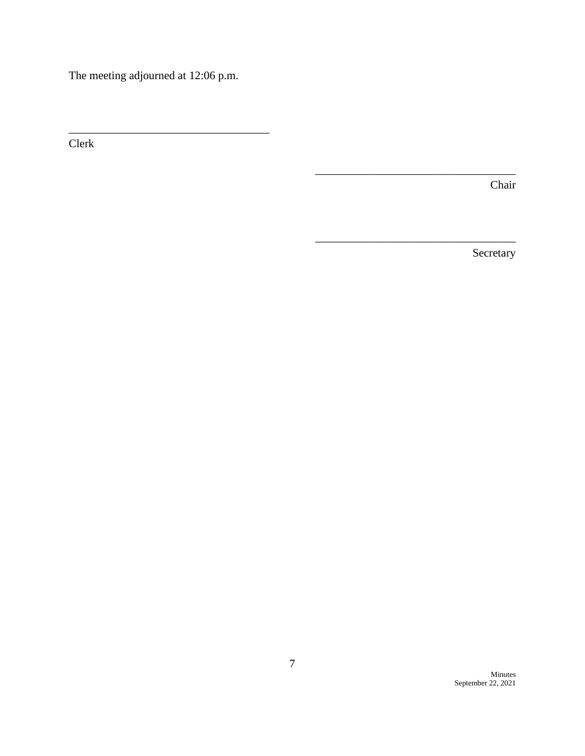The meeting adjourned at 12:06 p.m.

\_\_\_\_\_\_\_\_\_\_\_\_\_\_\_\_\_\_\_\_\_\_\_\_\_\_\_\_\_\_\_\_\_\_\_\_
Clerk

\_\_\_\_\_\_\_\_\_\_\_\_\_\_\_\_\_\_\_\_\_\_\_\_\_\_\_\_\_\_\_\_\_\_\_\_
Chair

\_\_\_\_\_\_\_\_\_\_\_\_\_\_\_\_\_\_\_\_\_\_\_\_\_\_\_\_\_\_\_\_\_\_\_\_
Secretary